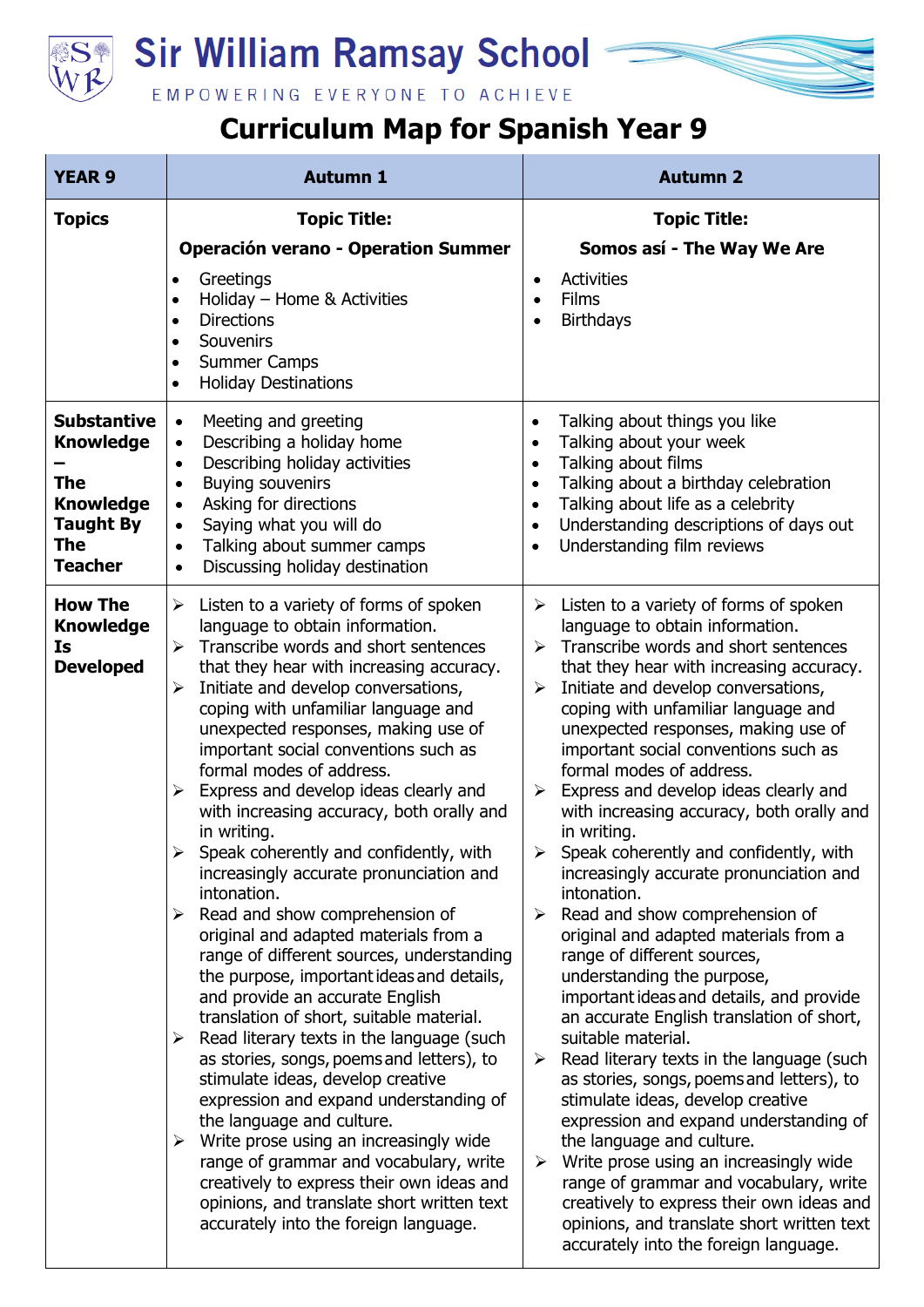# Sir William Ramsay School

EMPOWERING EVERYONE TO ACHIEVE

## Curriculum Map for Spanish Year 9

| YEAR 9 | Autumn 1 | Autumn 2 |
| --- | --- | --- |
| **Topics** | **Topic Title:**<br>**Operación verano - Operation Summer**<br>• Greetings<br>• Holiday – Home & Activities<br>• Directions<br>• Souvenirs<br>• Summer Camps<br>• Holiday Destinations | **Topic Title:**<br>**Somos así - The Way We Are**<br>• Activities<br>• Films<br>• Birthdays |
| **Substantive Knowledge – The Knowledge Taught By The Teacher** | • Meeting and greeting<br>• Describing a holiday home<br>• Describing holiday activities<br>• Buying souvenirs<br>• Asking for directions<br>• Saying what you will do<br>• Talking about summer camps<br>• Discussing holiday destination | • Talking about things you like<br>• Talking about your week<br>• Talking about films<br>• Talking about a birthday celebration<br>• Talking about life as a celebrity<br>• Understanding descriptions of days out<br>• Understanding film reviews |
| **How The Knowledge Is Developed** | ➢ Listen to a variety of forms of spoken language to obtain information.<br>➢ Transcribe words and short sentences that they hear with increasing accuracy.<br>➢ Initiate and develop conversations, coping with unfamiliar language and unexpected responses, making use of important social conventions such as formal modes of address.<br>➢ Express and develop ideas clearly and with increasing accuracy, both orally and in writing.<br>➢ Speak coherently and confidently, with increasingly accurate pronunciation and intonation.<br>➢ Read and show comprehension of original and adapted materials from a range of different sources, understanding the purpose, important ideas and details, and provide an accurate English translation of short, suitable material.<br>➢ Read literary texts in the language (such as stories, songs, poems and letters), to stimulate ideas, develop creative expression and expand understanding of the language and culture.<br>➢ Write prose using an increasingly wide range of grammar and vocabulary, write creatively to express their own ideas and opinions, and translate short written text accurately into the foreign language. | ➢ Listen to a variety of forms of spoken language to obtain information.<br>➢ Transcribe words and short sentences that they hear with increasing accuracy.<br>➢ Initiate and develop conversations, coping with unfamiliar language and unexpected responses, making use of important social conventions such as formal modes of address.<br>➢ Express and develop ideas clearly and with increasing accuracy, both orally and in writing.<br>➢ Speak coherently and confidently, with increasingly accurate pronunciation and intonation.<br>➢ Read and show comprehension of original and adapted materials from a range of different sources, understanding the purpose, important ideas and details, and provide an accurate English translation of short, suitable material.<br>➢ Read literary texts in the language (such as stories, songs, poems and letters), to stimulate ideas, develop creative expression and expand understanding of the language and culture.<br>➢ Write prose using an increasingly wide range of grammar and vocabulary, write creatively to express their own ideas and opinions, and translate short written text accurately into the foreign language. |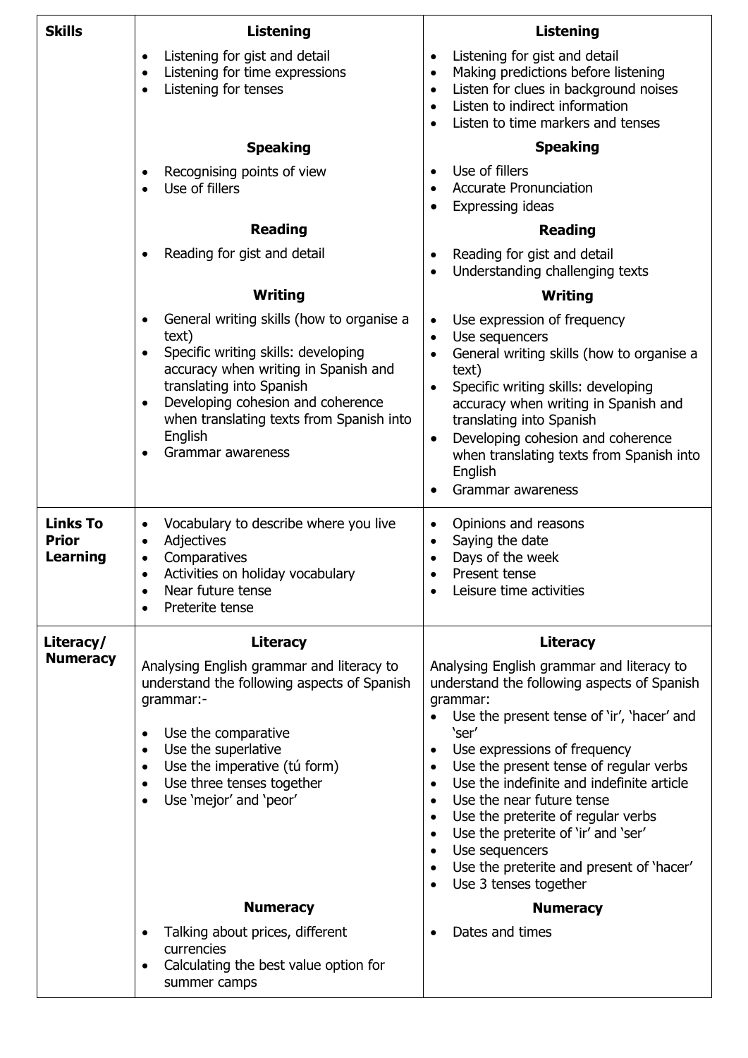| **Skills** | **Listening**<br>• Listening for gist and detail<br>• Listening for time expressions<br>• Listening for tenses<br><br>**Speaking**<br>• Recognising points of view<br>• Use of fillers<br><br>**Reading**<br>• Reading for gist and detail<br><br>**Writing**<br>• General writing skills (how to organise a text)<br>• Specific writing skills: developing accuracy when writing in Spanish and translating into Spanish<br>• Developing cohesion and coherence when translating texts from Spanish into English<br>• Grammar awareness | **Listening**<br>• Listening for gist and detail<br>• Making predictions before listening<br>• Listen for clues in background noises<br>• Listen to indirect information<br>• Listen to time markers and tenses<br><br>**Speaking**<br>• Use of fillers<br>• Accurate Pronunciation<br>• Expressing ideas<br><br>**Reading**<br>• Reading for gist and detail<br>• Understanding challenging texts<br><br>**Writing**<br>• Use expression of frequency<br>• Use sequencers<br>• General writing skills (how to organise a text)<br>• Specific writing skills: developing accuracy when writing in Spanish and translating into Spanish<br>• Developing cohesion and coherence when translating texts from Spanish into English<br>• Grammar awareness |
|---|---|---|
| **Links To Prior Learning** | • Vocabulary to describe where you live<br>• Adjectives<br>• Comparatives<br>• Activities on holiday vocabulary<br>• Near future tense<br>• Preterite tense | • Opinions and reasons<br>• Saying the date<br>• Days of the week<br>• Present tense<br>• Leisure time activities |
| **Literacy/ Numeracy** | **Literacy**<br>Analysing English grammar and literacy to understand the following aspects of Spanish grammar:-<br>• Use the comparative<br>• Use the superlative<br>• Use the imperative (tú form)<br>• Use three tenses together<br>• Use 'mejor' and 'peor'<br><br>**Numeracy**<br>• Talking about prices, different currencies<br>• Calculating the best value option for summer camps | **Literacy**<br>Analysing English grammar and literacy to understand the following aspects of Spanish grammar:<br>• Use the present tense of 'ir', 'hacer' and 'ser'<br>• Use expressions of frequency<br>• Use the present tense of regular verbs<br>• Use the indefinite and indefinite article<br>• Use the near future tense<br>• Use the preterite of regular verbs<br>• Use the preterite of 'ir' and 'ser'<br>• Use sequencers<br>• Use the preterite and present of 'hacer'<br>• Use 3 tenses together<br><br>**Numeracy**<br>• Dates and times |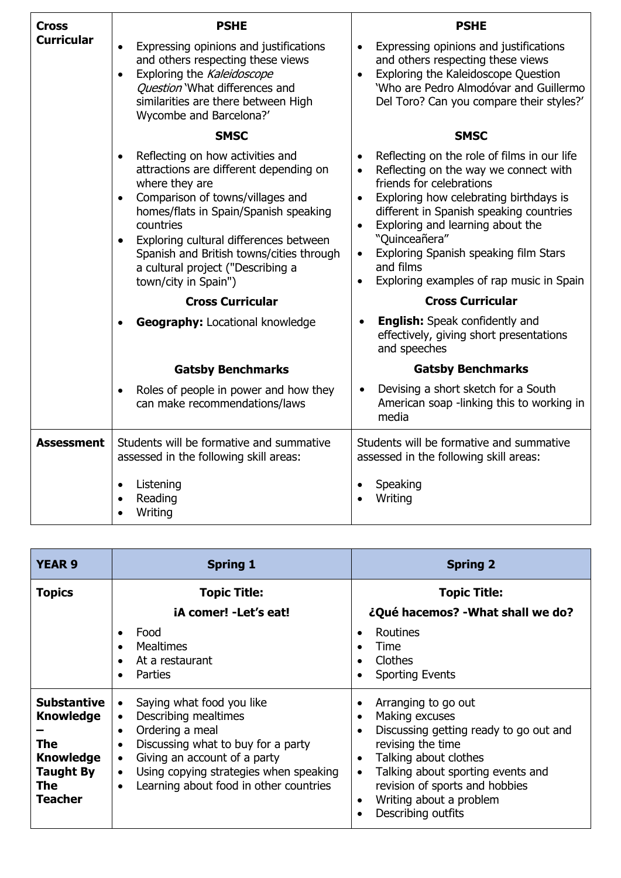| Cross Curricular | **PSHE**<br>• Expressing opinions and justifications and others respecting these views<br>• Exploring the *Kaleidoscope Question* 'What differences and similarities are there between High Wycombe and Barcelona?'<br>**SMSC**<br>• Reflecting on how activities and attractions are different depending on where they are<br>• Comparison of towns/villages and homes/flats in Spain/Spanish speaking countries<br>• Exploring cultural differences between Spanish and British towns/cities through a cultural project ("Describing a town/city in Spain")<br>**Cross Curricular**<br>• **Geography:** Locational knowledge<br>**Gatsby Benchmarks**<br>• Roles of people in power and how they can make recommendations/laws | **PSHE**<br>• Expressing opinions and justifications and others respecting these views<br>• Exploring the Kaleidoscope Question 'Who are Pedro Almodóvar and Guillermo Del Toro? Can you compare their styles?'<br>**SMSC**<br>• Reflecting on the role of films in our life<br>• Reflecting on the way we connect with friends for celebrations<br>• Exploring how celebrating birthdays is different in Spanish speaking countries<br>• Exploring and learning about the "Quinceañera"<br>• Exploring Spanish speaking film Stars and films<br>• Exploring examples of rap music in Spain<br>**Cross Curricular**<br>• **English:** Speak confidently and effectively, giving short presentations and speeches<br>**Gatsby Benchmarks**<br>• Devising a short sketch for a South American soap -linking this to working in media |
|---|---|---|
| **Assessment** | Students will be formative and summative assessed in the following skill areas:<br>• Listening<br>• Reading<br>• Writing | Students will be formative and summative assessed in the following skill areas:<br>• Speaking<br>• Writing |

| YEAR 9 | Spring 1 | Spring 2 |
|---|---|---|
| **Topics** | **Topic Title:**<br>**¡A comer! -Let's eat!**<br>• Food<br>• Mealtimes<br>• At a restaurant<br>• Parties | **Topic Title:**<br>**¿Qué hacemos? -What shall we do?**<br>• Routines<br>• Time<br>• Clothes<br>• Sporting Events |
| **Substantive Knowledge – The Knowledge Taught By The Teacher** | • Saying what food you like<br>• Describing mealtimes<br>• Ordering a meal<br>• Discussing what to buy for a party<br>• Giving an account of a party<br>• Using copying strategies when speaking<br>• Learning about food in other countries | • Arranging to go out<br>• Making excuses<br>• Discussing getting ready to go out and revising the time<br>• Talking about clothes<br>• Talking about sporting events and revision of sports and hobbies<br>• Writing about a problem<br>• Describing outfits |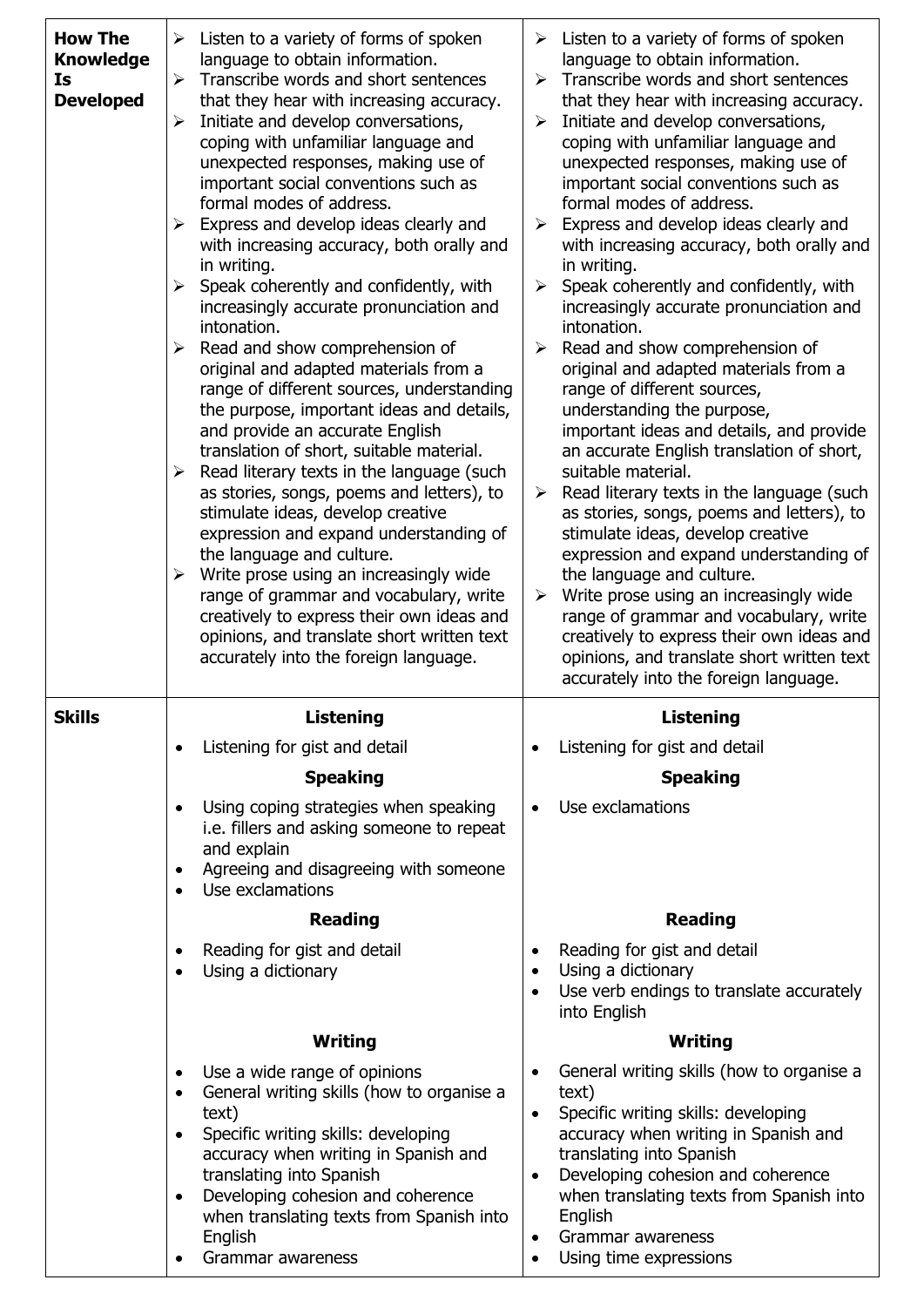| | | |
|---|---|---|
| **How The Knowledge Is Developed** | ➢ Listen to a variety of forms of spoken language to obtain information.<br>➢ Transcribe words and short sentences that they hear with increasing accuracy.<br>➢ Initiate and develop conversations, coping with unfamiliar language and unexpected responses, making use of important social conventions such as formal modes of address.<br>➢ Express and develop ideas clearly and with increasing accuracy, both orally and in writing.<br>➢ Speak coherently and confidently, with increasingly accurate pronunciation and intonation.<br>➢ Read and show comprehension of original and adapted materials from a range of different sources, understanding the purpose, important ideas and details, and provide an accurate English translation of short, suitable material.<br>➢ Read literary texts in the language (such as stories, songs, poems and letters), to stimulate ideas, develop creative expression and expand understanding of the language and culture.<br>➢ Write prose using an increasingly wide range of grammar and vocabulary, write creatively to express their own ideas and opinions, and translate short written text accurately into the foreign language. | ➢ Listen to a variety of forms of spoken language to obtain information.<br>➢ Transcribe words and short sentences that they hear with increasing accuracy.<br>➢ Initiate and develop conversations, coping with unfamiliar language and unexpected responses, making use of important social conventions such as formal modes of address.<br>➢ Express and develop ideas clearly and with increasing accuracy, both orally and in writing.<br>➢ Speak coherently and confidently, with increasingly accurate pronunciation and intonation.<br>➢ Read and show comprehension of original and adapted materials from a range of different sources, understanding the purpose, important ideas and details, and provide an accurate English translation of short, suitable material.<br>➢ Read literary texts in the language (such as stories, songs, poems and letters), to stimulate ideas, develop creative expression and expand understanding of the language and culture.<br>➢ Write prose using an increasingly wide range of grammar and vocabulary, write creatively to express their own ideas and opinions, and translate short written text accurately into the foreign language. |
| **Skills** | **Listening**<br>• Listening for gist and detail<br>**Speaking**<br>• Using coping strategies when speaking i.e. fillers and asking someone to repeat and explain<br>• Agreeing and disagreeing with someone<br>• Use exclamations<br>**Reading**<br>• Reading for gist and detail<br>• Using a dictionary<br>**Writing**<br>• Use a wide range of opinions<br>• General writing skills (how to organise a text)<br>• Specific writing skills: developing accuracy when writing in Spanish and translating into Spanish<br>• Developing cohesion and coherence when translating texts from Spanish into English<br>• Grammar awareness | **Listening**<br>• Listening for gist and detail<br>**Speaking**<br>• Use exclamations<br>**Reading**<br>• Reading for gist and detail<br>• Using a dictionary<br>• Use verb endings to translate accurately into English<br>**Writing**<br>• General writing skills (how to organise a text)<br>• Specific writing skills: developing accuracy when writing in Spanish and translating into Spanish<br>• Developing cohesion and coherence when translating texts from Spanish into English<br>• Grammar awareness<br>• Using time expressions |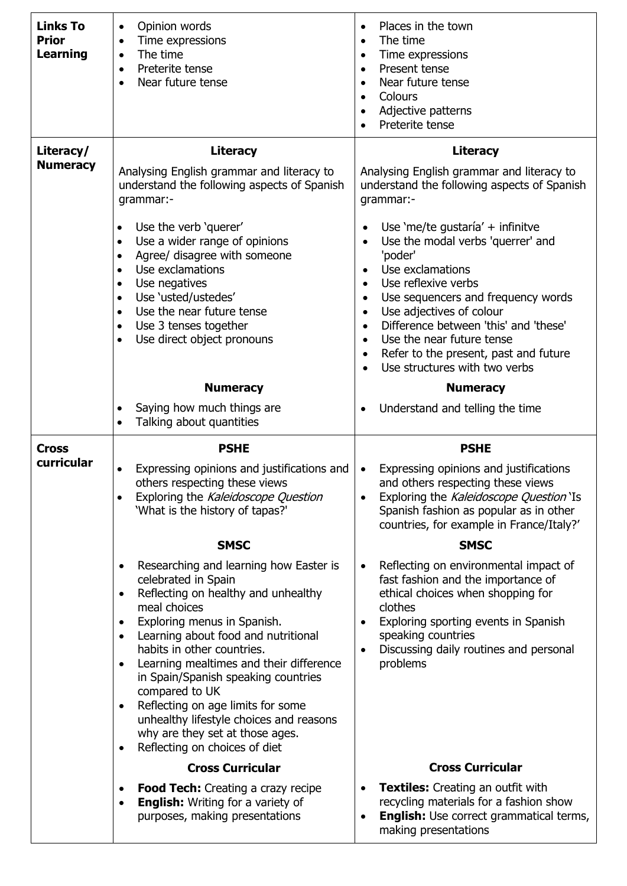| | | |
|---|---|---|
| **Links To Prior Learning** | • Opinion words<br>• Time expressions<br>• The time<br>• Preterite tense<br>• Near future tense | • Places in the town<br>• The time<br>• Time expressions<br>• Present tense<br>• Near future tense<br>• Colours<br>• Adjective patterns<br>• Preterite tense |
| **Literacy/ Numeracy** | **Literacy**<br>Analysing English grammar and literacy to understand the following aspects of Spanish grammar:-<br>• Use the verb 'querer'<br>• Use a wider range of opinions<br>• Agree/ disagree with someone<br>• Use exclamations<br>• Use negatives<br>• Use 'usted/ustedes'<br>• Use the near future tense<br>• Use 3 tenses together<br>• Use direct object pronouns<br>**Numeracy**<br>• Saying how much things are<br>• Talking about quantities | **Literacy**<br>Analysing English grammar and literacy to understand the following aspects of Spanish grammar:-<br>• Use 'me/te gustaría' + infinitve<br>• Use the modal verbs 'querrer' and 'poder'<br>• Use exclamations<br>• Use reflexive verbs<br>• Use sequencers and frequency words<br>• Use adjectives of colour<br>• Difference between 'this' and 'these'<br>• Use the near future tense<br>• Refer to the present, past and future<br>• Use structures with two verbs<br>**Numeracy**<br>• Understand and telling the time |
| **Cross curricular** | **PSHE**<br>• Expressing opinions and justifications and others respecting these views<br>• Exploring the *Kaleidoscope Question* 'What is the history of tapas?'<br>**SMSC**<br>• Researching and learning how Easter is celebrated in Spain<br>• Reflecting on healthy and unhealthy meal choices<br>• Exploring menus in Spanish.<br>• Learning about food and nutritional habits in other countries.<br>• Learning mealtimes and their difference in Spain/Spanish speaking countries compared to UK<br>• Reflecting on age limits for some unhealthy lifestyle choices and reasons why are they set at those ages.<br>• Reflecting on choices of diet<br>**Cross Curricular**<br>• **Food Tech:** Creating a crazy recipe<br>• **English:** Writing for a variety of purposes, making presentations | **PSHE**<br>• Expressing opinions and justifications and others respecting these views<br>• Exploring the *Kaleidoscope Question* 'Is Spanish fashion as popular as in other countries, for example in France/Italy?'<br>**SMSC**<br>• Reflecting on environmental impact of fast fashion and the importance of ethical choices when shopping for clothes<br>• Exploring sporting events in Spanish speaking countries<br>• Discussing daily routines and personal problems<br>**Cross Curricular**<br>• **Textiles:** Creating an outfit with recycling materials for a fashion show<br>• **English:** Use correct grammatical terms, making presentations |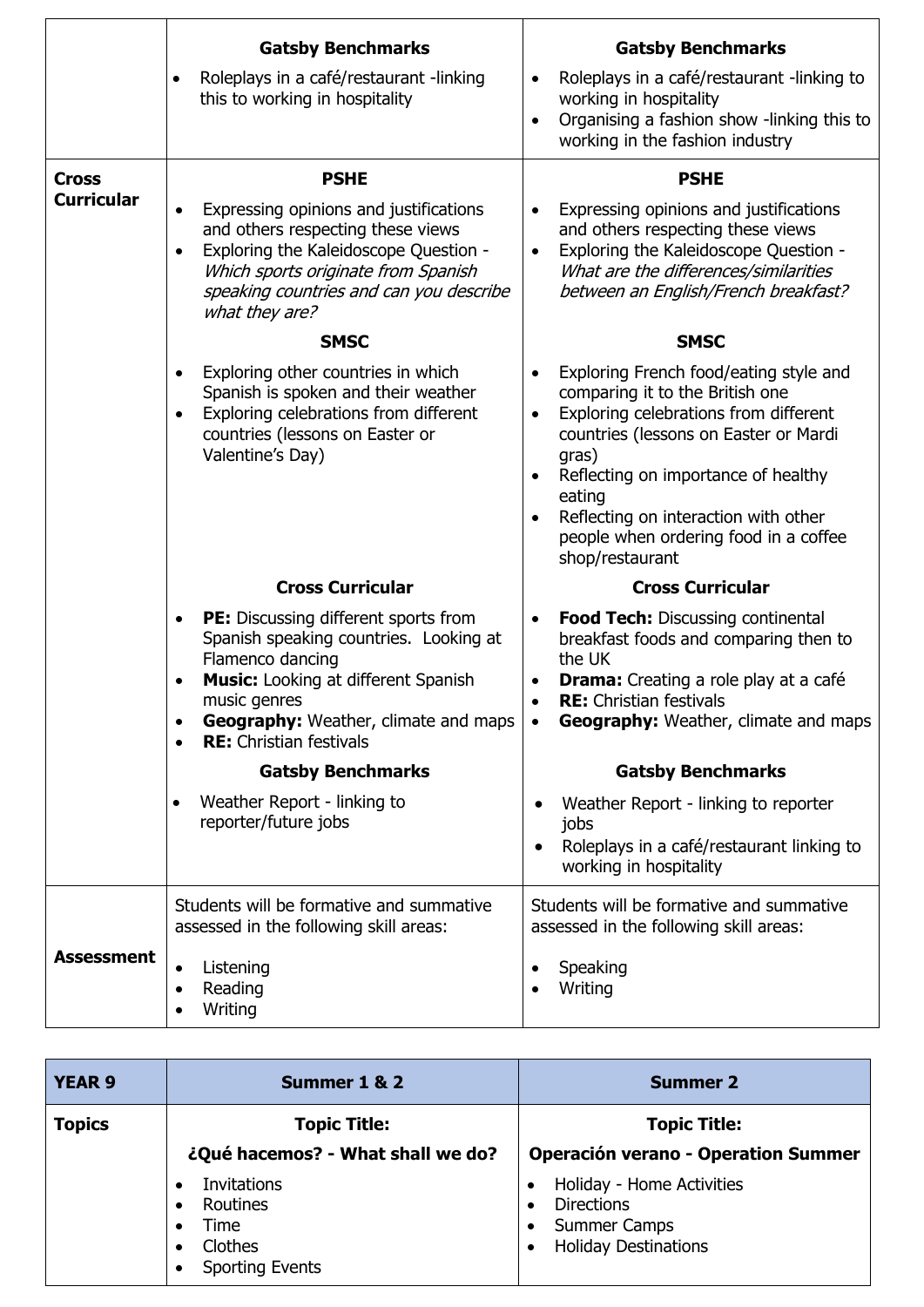| | | |
|---|---|---|
| | **Gatsby Benchmarks**<br>• Roleplays in a café/restaurant -linking this to working in hospitality | **Gatsby Benchmarks**<br>• Roleplays in a café/restaurant -linking to working in hospitality<br>• Organising a fashion show -linking this to working in the fashion industry |
| **Cross Curricular** | **PSHE**<br>• Expressing opinions and justifications and others respecting these views<br>• Exploring the Kaleidoscope Question - *Which sports originate from Spanish speaking countries and can you describe what they are?*<br><br>**SMSC**<br>• Exploring other countries in which Spanish is spoken and their weather<br>• Exploring celebrations from different countries (lessons on Easter or Valentine's Day)<br><br>**Cross Curricular**<br>• **PE:** Discussing different sports from Spanish speaking countries. Looking at Flamenco dancing<br>• **Music:** Looking at different Spanish music genres<br>• **Geography:** Weather, climate and maps<br>• **RE:** Christian festivals<br><br>**Gatsby Benchmarks**<br>• Weather Report - linking to reporter/future jobs | **PSHE**<br>• Expressing opinions and justifications and others respecting these views<br>• Exploring the Kaleidoscope Question - *What are the differences/similarities between an English/French breakfast?*<br><br>**SMSC**<br>• Exploring French food/eating style and comparing it to the British one<br>• Exploring celebrations from different countries (lessons on Easter or Mardi gras)<br>• Reflecting on importance of healthy eating<br>• Reflecting on interaction with other people when ordering food in a coffee shop/restaurant<br><br>**Cross Curricular**<br>• **Food Tech:** Discussing continental breakfast foods and comparing then to the UK<br>• **Drama:** Creating a role play at a café<br>• **RE:** Christian festivals<br>• **Geography:** Weather, climate and maps<br><br>**Gatsby Benchmarks**<br>• Weather Report - linking to reporter jobs<br>• Roleplays in a café/restaurant linking to working in hospitality |
| **Assessment** | Students will be formative and summative assessed in the following skill areas:<br>• Listening<br>• Reading<br>• Writing | Students will be formative and summative assessed in the following skill areas:<br>• Speaking<br>• Writing |

| **YEAR 9** | **Summer 1 & 2** | **Summer 2** |
|---|---|---|
| **Topics** | **Topic Title:**<br>**¿Qué hacemos? - What shall we do?**<br>• Invitations<br>• Routines<br>• Time<br>• Clothes<br>• Sporting Events | **Topic Title:**<br>**Operación verano - Operation Summer**<br>• Holiday - Home Activities<br>• Directions<br>• Summer Camps<br>• Holiday Destinations |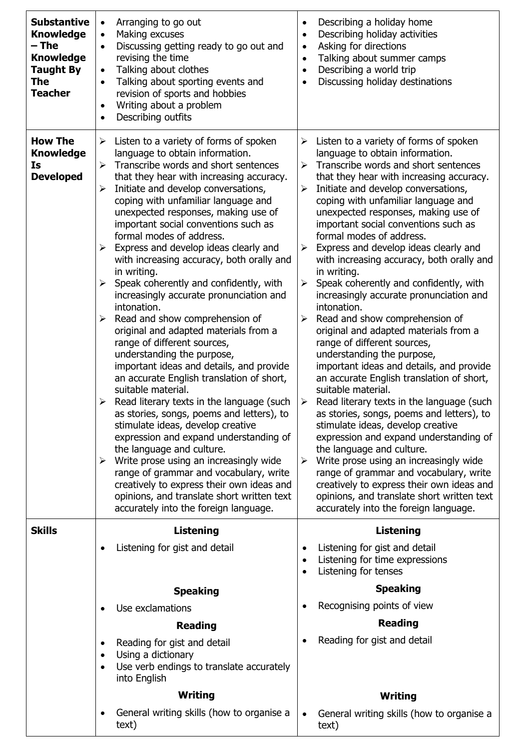| | | |
|---|---|---|
| **Substantive Knowledge – The Knowledge Taught By The Teacher** | • Arranging to go out<br>• Making excuses<br>• Discussing getting ready to go out and revising the time<br>• Talking about clothes<br>• Talking about sporting events and revision of sports and hobbies<br>• Writing about a problem<br>• Describing outfits | • Describing a holiday home<br>• Describing holiday activities<br>• Asking for directions<br>• Talking about summer camps<br>• Describing a world trip<br>• Discussing holiday destinations |
| **How The Knowledge Is Developed** | ➢ Listen to a variety of forms of spoken language to obtain information.<br>➢ Transcribe words and short sentences that they hear with increasing accuracy.<br>➢ Initiate and develop conversations, coping with unfamiliar language and unexpected responses, making use of important social conventions such as formal modes of address.<br>➢ Express and develop ideas clearly and with increasing accuracy, both orally and in writing.<br>➢ Speak coherently and confidently, with increasingly accurate pronunciation and intonation.<br>➢ Read and show comprehension of original and adapted materials from a range of different sources, understanding the purpose, important ideas and details, and provide an accurate English translation of short, suitable material.<br>➢ Read literary texts in the language (such as stories, songs, poems and letters), to stimulate ideas, develop creative expression and expand understanding of the language and culture.<br>➢ Write prose using an increasingly wide range of grammar and vocabulary, write creatively to express their own ideas and opinions, and translate short written text accurately into the foreign language. | ➢ Listen to a variety of forms of spoken language to obtain information.<br>➢ Transcribe words and short sentences that they hear with increasing accuracy.<br>➢ Initiate and develop conversations, coping with unfamiliar language and unexpected responses, making use of important social conventions such as formal modes of address.<br>➢ Express and develop ideas clearly and with increasing accuracy, both orally and in writing.<br>➢ Speak coherently and confidently, with increasingly accurate pronunciation and intonation.<br>➢ Read and show comprehension of original and adapted materials from a range of different sources, understanding the purpose, important ideas and details, and provide an accurate English translation of short, suitable material.<br>➢ Read literary texts in the language (such as stories, songs, poems and letters), to stimulate ideas, develop creative expression and expand understanding of the language and culture.<br>➢ Write prose using an increasingly wide range of grammar and vocabulary, write creatively to express their own ideas and opinions, and translate short written text accurately into the foreign language. |
| **Skills** | **Listening**<br>• Listening for gist and detail<br>**Speaking**<br>• Use exclamations<br>**Reading**<br>• Reading for gist and detail<br>• Using a dictionary<br>• Use verb endings to translate accurately into English<br>**Writing**<br>• General writing skills (how to organise a text) | **Listening**<br>• Listening for gist and detail<br>• Listening for time expressions<br>• Listening for tenses<br>**Speaking**<br>• Recognising points of view<br>**Reading**<br>• Reading for gist and detail<br>**Writing**<br>• General writing skills (how to organise a text) |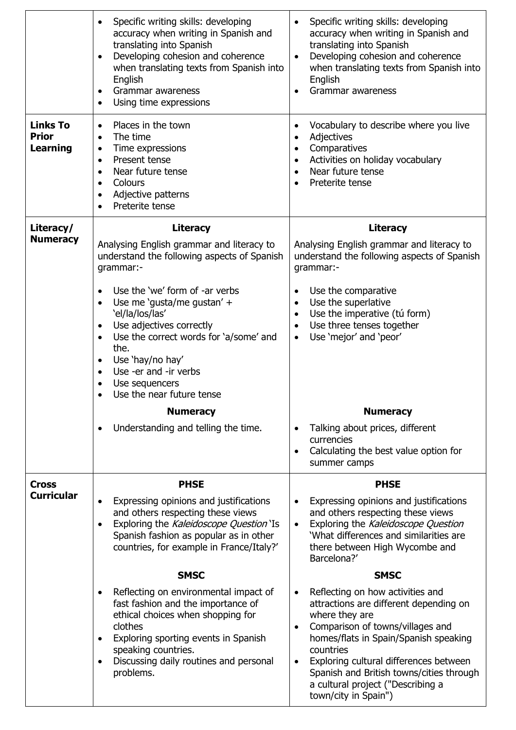| | | |
|---|---|---|
| | • Specific writing skills: developing accuracy when writing in Spanish and translating into Spanish<br>• Developing cohesion and coherence when translating texts from Spanish into English<br>• Grammar awareness<br>• Using time expressions | • Specific writing skills: developing accuracy when writing in Spanish and translating into Spanish<br>• Developing cohesion and coherence when translating texts from Spanish into English<br>• Grammar awareness |
| **Links To Prior Learning** | • Places in the town<br>• The time<br>• Time expressions<br>• Present tense<br>• Near future tense<br>• Colours<br>• Adjective patterns<br>• Preterite tense | • Vocabulary to describe where you live<br>• Adjectives<br>• Comparatives<br>• Activities on holiday vocabulary<br>• Near future tense<br>• Preterite tense |
| **Literacy/ Numeracy** | **Literacy**<br>Analysing English grammar and literacy to understand the following aspects of Spanish grammar:-<br>• Use the 'we' form of -ar verbs<br>• Use me 'gusta/me gustan' + 'el/la/los/las'<br>• Use adjectives correctly<br>• Use the correct words for 'a/some' and the.<br>• Use 'hay/no hay'<br>• Use -er and -ir verbs<br>• Use sequencers<br>• Use the near future tense<br>**Numeracy**<br>• Understanding and telling the time. | **Literacy**<br>Analysing English grammar and literacy to understand the following aspects of Spanish grammar:-<br>• Use the comparative<br>• Use the superlative<br>• Use the imperative (tú form)<br>• Use three tenses together<br>• Use 'mejor' and 'peor'<br>**Numeracy**<br>• Talking about prices, different currencies<br>• Calculating the best value option for summer camps |
| **Cross Curricular** | **PHSE**<br>• Expressing opinions and justifications and others respecting these views<br>• Exploring the *Kaleidoscope Question* 'Is Spanish fashion as popular as in other countries, for example in France/Italy?'<br>**SMSC**<br>• Reflecting on environmental impact of fast fashion and the importance of ethical choices when shopping for clothes<br>• Exploring sporting events in Spanish speaking countries.<br>• Discussing daily routines and personal problems. | **PHSE**<br>• Expressing opinions and justifications and others respecting these views<br>• Exploring the *Kaleidoscope Question* 'What differences and similarities are there between High Wycombe and Barcelona?'<br>**SMSC**<br>• Reflecting on how activities and attractions are different depending on where they are<br>• Comparison of towns/villages and homes/flats in Spain/Spanish speaking countries<br>• Exploring cultural differences between Spanish and British towns/cities through a cultural project ("Describing a town/city in Spain") |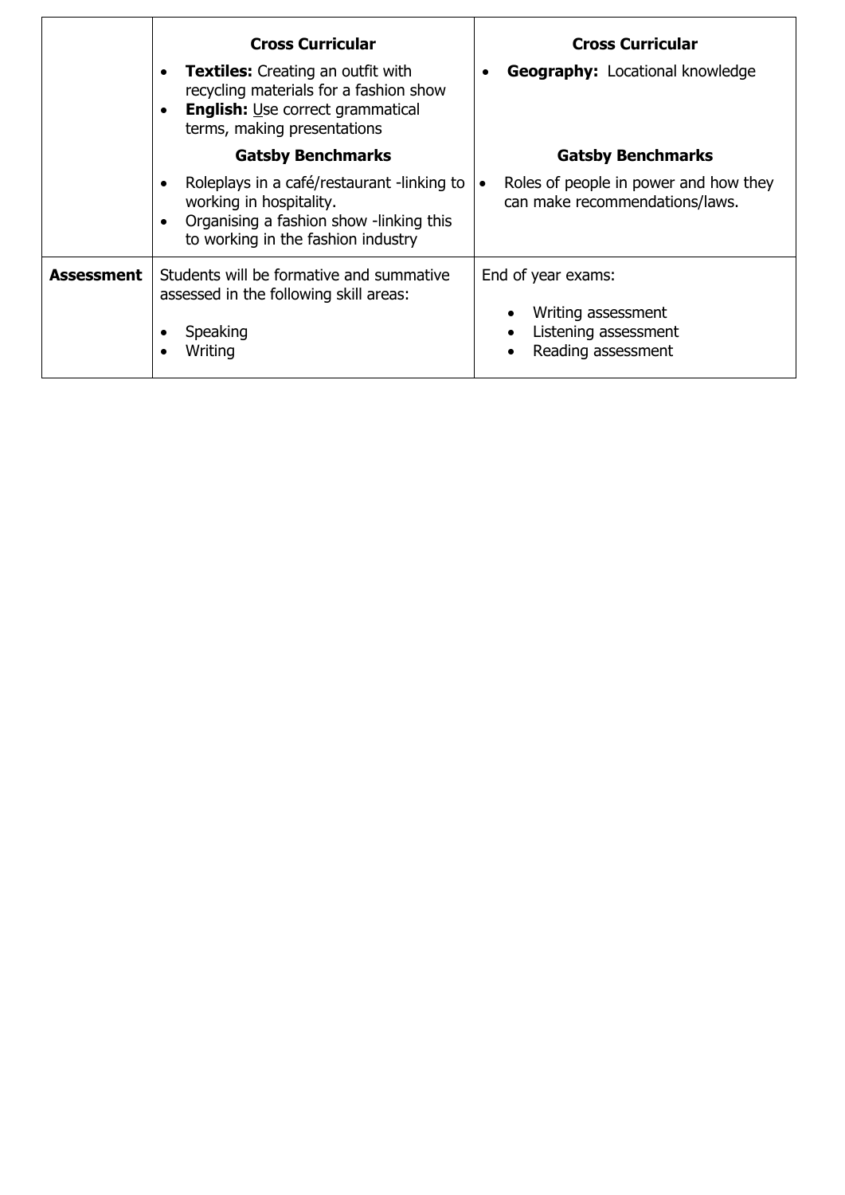| | | |
|---|---|---|
| | **Cross Curricular**<br>• **Textiles:** Creating an outfit with recycling materials for a fashion show<br>• **English:** Use correct grammatical terms, making presentations<br>**Gatsby Benchmarks**<br>• Roleplays in a café/restaurant -linking to working in hospitality.<br>• Organising a fashion show -linking this to working in the fashion industry | **Cross Curricular**<br>• **Geography:** Locational knowledge<br>**Gatsby Benchmarks**<br>• Roles of people in power and how they can make recommendations/laws. |
| **Assessment** | Students will be formative and summative assessed in the following skill areas:<br>• Speaking<br>• Writing | End of year exams:<br>• Writing assessment<br>• Listening assessment<br>• Reading assessment |